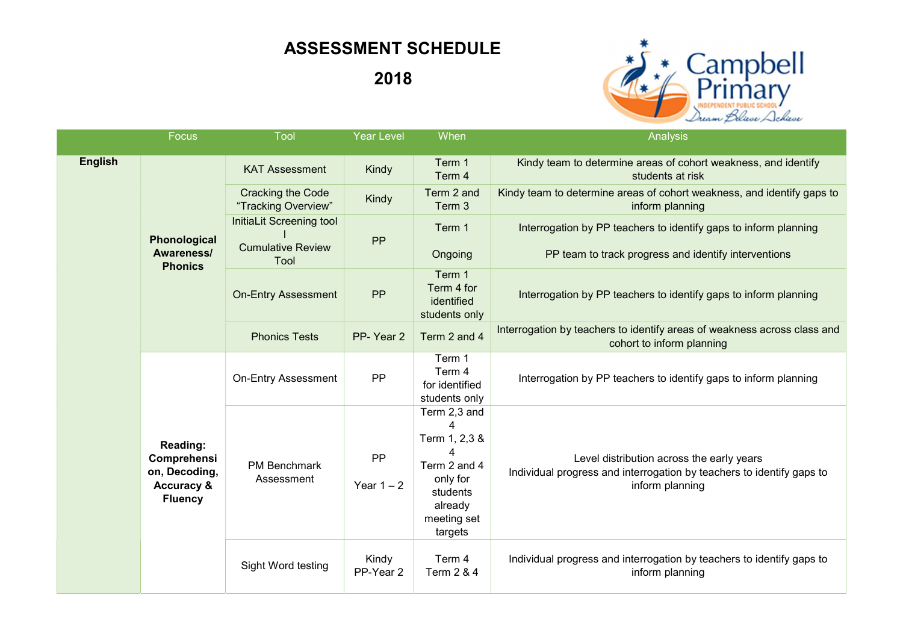# ASSESSMENT SCHEDULE

# 2018

Campbell Primary
INDEPENDENT PUBLIC SCHOOL
Dream Believe Achieve

| | Focus | Tool | Year Level | When | Analysis |
|---|---|---|---|---|---|
| **English** | **Phonological Awareness/ Phonics** | KAT Assessment | Kindy | Term 1 Term 4 | Kindy team to determine areas of cohort weakness, and identify students at risk |
| | | Cracking the Code "Tracking Overview" | Kindy | Term 2 and Term 3 | Kindy team to determine areas of cohort weakness, and identify gaps to inform planning |
| | | InitiaLit Screening tool / Cumulative Review Tool | PP | Term 1 Ongoing | Interrogation by PP teachers to identify gaps to inform planning PP team to track progress and identify interventions |
| | | On-Entry Assessment | PP | Term 1 Term 4 for identified students only | Interrogation by PP teachers to identify gaps to inform planning |
| | | Phonics Tests | PP- Year 2 | Term 2 and 4 | Interrogation by teachers to identify areas of weakness across class and cohort to inform planning |
| | **Reading: Comprehension, Decoding, Accuracy & Fluency** | On-Entry Assessment | PP | Term 1 Term 4 for identified students only | Interrogation by PP teachers to identify gaps to inform planning |
| | | PM Benchmark Assessment | PP Year 1 – 2 | Term 2,3 and 4 Term 1, 2,3 & 4 Term 2 and 4 only for students already meeting set targets | Level distribution across the early years Individual progress and interrogation by teachers to identify gaps to inform planning |
| | | Sight Word testing | Kindy PP-Year 2 | Term 4 Term 2 & 4 | Individual progress and interrogation by teachers to identify gaps to inform planning |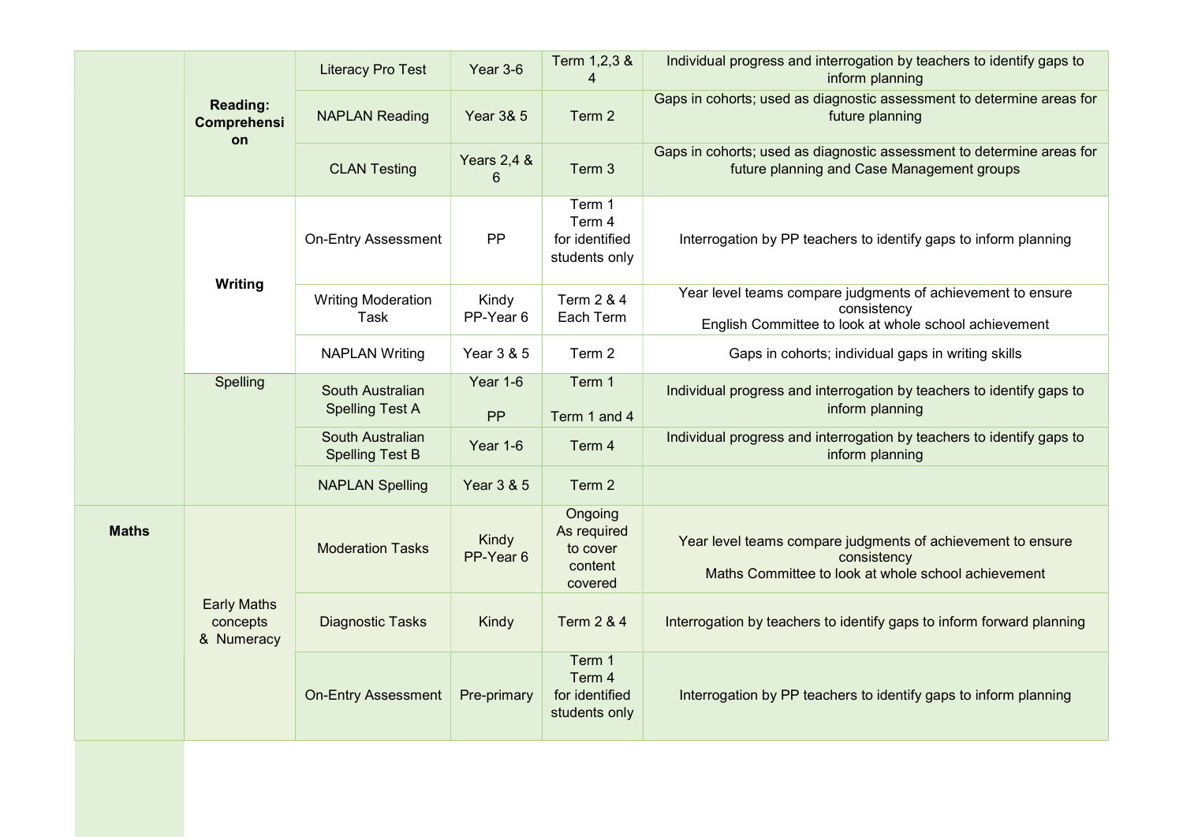| | | | | | |
|---|---|---|---|---|---|
| | **Reading: Comprehension** | Literacy Pro Test | Year 3-6 | Term 1,2,3 & 4 | Individual progress and interrogation by teachers to identify gaps to inform planning |
| | | NAPLAN Reading | Year 3& 5 | Term 2 | Gaps in cohorts; used as diagnostic assessment to determine areas for future planning |
| | | CLAN Testing | Years 2,4 & 6 | Term 3 | Gaps in cohorts; used as diagnostic assessment to determine areas for future planning and Case Management groups |
| | **Writing** | On-Entry Assessment | PP | Term 1<br>Term 4<br>for identified students only | Interrogation by PP teachers to identify gaps to inform planning |
| | | Writing Moderation Task | Kindy<br>PP-Year 6 | Term 2 & 4<br>Each Term | Year level teams compare judgments of achievement to ensure consistency<br>English Committee to look at whole school achievement |
| | | NAPLAN Writing | Year 3 & 5 | Term 2 | Gaps in cohorts; individual gaps in writing skills |
| | Spelling | South Australian Spelling Test A | Year 1-6<br>PP | Term 1<br>Term 1 and 4 | Individual progress and interrogation by teachers to identify gaps to inform planning |
| | | South Australian Spelling Test B | Year 1-6 | Term 4 | Individual progress and interrogation by teachers to identify gaps to inform planning |
| | | NAPLAN Spelling | Year 3 & 5 | Term 2 | |
| **Maths** | Early Maths concepts & Numeracy | Moderation Tasks | Kindy<br>PP-Year 6 | Ongoing<br>As required to cover content covered | Year level teams compare judgments of achievement to ensure consistency<br>Maths Committee to look at whole school achievement |
| | | Diagnostic Tasks | Kindy | Term 2 & 4 | Interrogation by teachers to identify gaps to inform forward planning |
| | | On-Entry Assessment | Pre-primary | Term 1<br>Term 4<br>for identified students only | Interrogation by PP teachers to identify gaps to inform planning |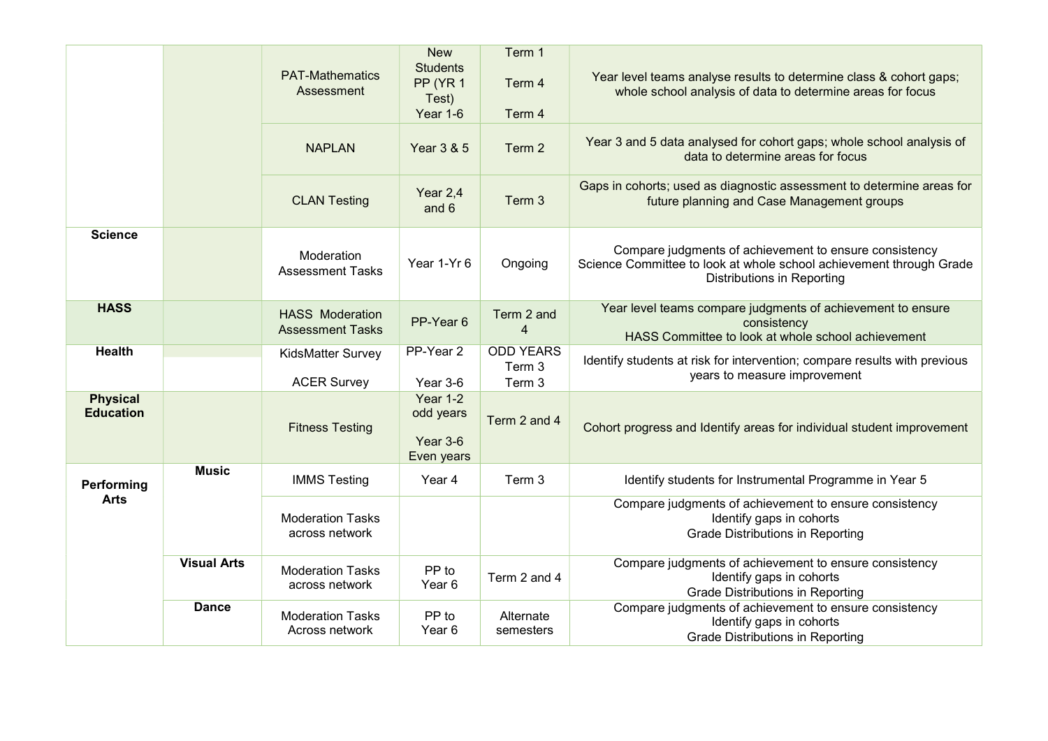| | | | | | |
|---|---|---|---|---|---|
| | | PAT-Mathematics Assessment | New Students<br>PP (YR 1 Test)<br>Year 1-6 | Term 1<br>Term 4<br>Term 4 | Year level teams analyse results to determine class & cohort gaps; whole school analysis of data to determine areas for focus |
| | | NAPLAN | Year 3 & 5 | Term 2 | Year 3 and 5 data analysed for cohort gaps; whole school analysis of data to determine areas for focus |
| | | CLAN Testing | Year 2,4 and 6 | Term 3 | Gaps in cohorts; used as diagnostic assessment to determine areas for future planning and Case Management groups |
| **Science** | | Moderation Assessment Tasks | Year 1-Yr 6 | Ongoing | Compare judgments of achievement to ensure consistency<br>Science Committee to look at whole school achievement through Grade Distributions in Reporting |
| **HASS** | | HASS Moderation Assessment Tasks | PP-Year 6 | Term 2 and 4 | Year level teams compare judgments of achievement to ensure consistency<br>HASS Committee to look at whole school achievement |
| **Health** | | KidsMatter Survey<br>ACER Survey | PP-Year 2<br>Year 3-6 | ODD YEARS<br>Term 3<br>Term 3 | Identify students at risk for intervention; compare results with previous years to measure improvement |
| **Physical Education** | | Fitness Testing | Year 1-2 odd years<br>Year 3-6 Even years | Term 2 and 4 | Cohort progress and Identify areas for individual student improvement |
| **Performing Arts** | **Music** | IMMS Testing | Year 4 | Term 3 | Identify students for Instrumental Programme in Year 5 |
| | | Moderation Tasks across network | | | Compare judgments of achievement to ensure consistency<br>Identify gaps in cohorts<br>Grade Distributions in Reporting |
| | **Visual Arts** | Moderation Tasks across network | PP to Year 6 | Term 2 and 4 | Compare judgments of achievement to ensure consistency<br>Identify gaps in cohorts<br>Grade Distributions in Reporting |
| | **Dance** | Moderation Tasks Across network | PP to Year 6 | Alternate semesters | Compare judgments of achievement to ensure consistency<br>Identify gaps in cohorts<br>Grade Distributions in Reporting |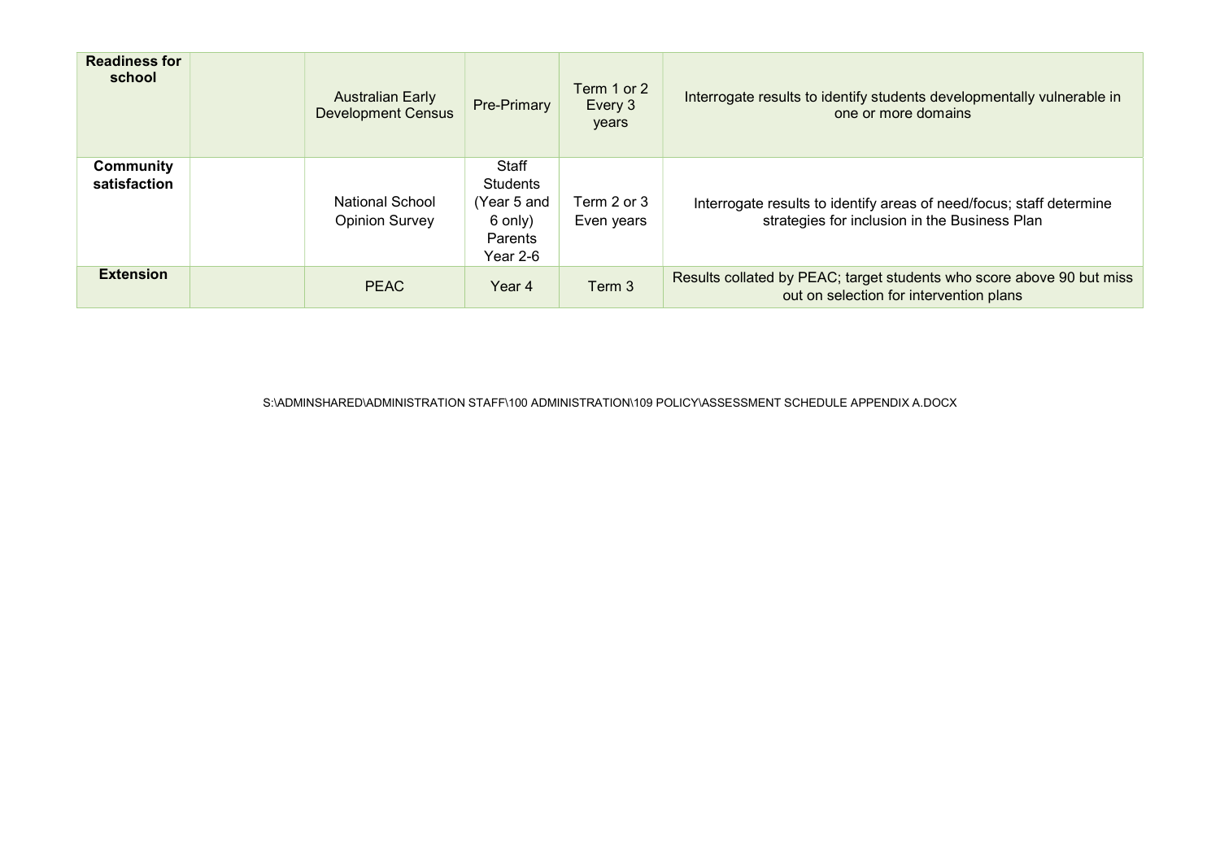| | | | | | |
|---|---|---|---|---|---|
| **Readiness for school** | | Australian Early Development Census | Pre-Primary | Term 1 or 2 Every 3 years | Interrogate results to identify students developmentally vulnerable in one or more domains |
| **Community satisfaction** | | National School Opinion Survey | Staff Students (Year 5 and 6 only) Parents Year 2-6 | Term 2 or 3 Even years | Interrogate results to identify areas of need/focus; staff determine strategies for inclusion in the Business Plan |
| **Extension** | | PEAC | Year 4 | Term 3 | Results collated by PEAC; target students who score above 90 but miss out on selection for intervention plans |

S:\ADMINSHARED\ADMINISTRATION STAFF\100 ADMINISTRATION\109 POLICY\ASSESSMENT SCHEDULE APPENDIX A.DOCX